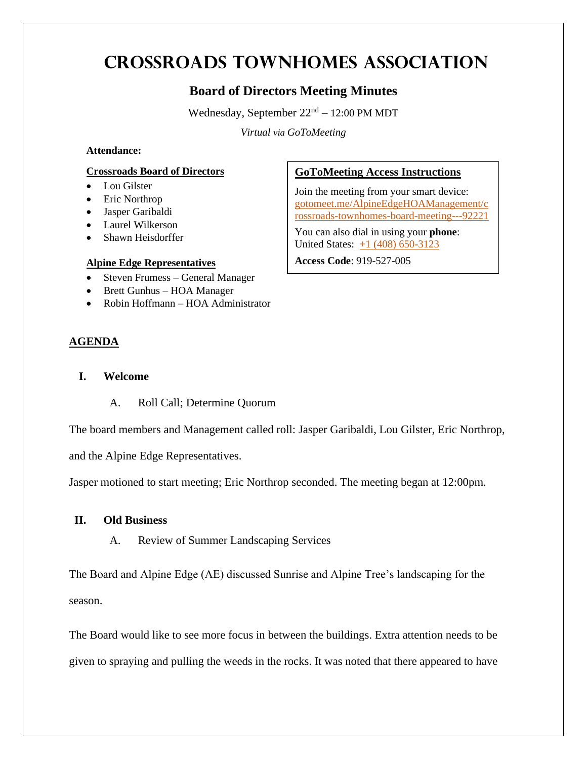# Crossroads Townhomes Association

## Board of Directors Meeting Minutes

Wednesday, September 22nd – 12:00 PM MDT

*Virtual via GoToMeeting*

**Attendance:**

**Crossroads Board of Directors**

- Lou Gilster
- Eric Northrop
- Jasper Garibaldi
- Laurel Wilkerson
- Shawn Heisdorffer

**Alpine Edge Representatives**

- Steven Frumess – General Manager
- Brett Gunhus – HOA Manager
- Robin Hoffmann – HOA Administrator

**GoToMeeting Access Instructions**

Join the meeting from your smart device: gotomeet.me/AlpineEdgeHOAManagement/crossroads-townhomes-board-meeting---92221

You can also dial in using your **phone**: United States: +1 (408) 650-3123

**Access Code**: 919-527-005

## AGENDA

### I. Welcome

A. Roll Call; Determine Quorum

The board members and Management called roll: Jasper Garibaldi, Lou Gilster, Eric Northrop, and the Alpine Edge Representatives.

Jasper motioned to start meeting; Eric Northrop seconded. The meeting began at 12:00pm.

### II. Old Business

A. Review of Summer Landscaping Services

The Board and Alpine Edge (AE) discussed Sunrise and Alpine Tree's landscaping for the season.

The Board would like to see more focus in between the buildings. Extra attention needs to be given to spraying and pulling the weeds in the rocks. It was noted that there appeared to have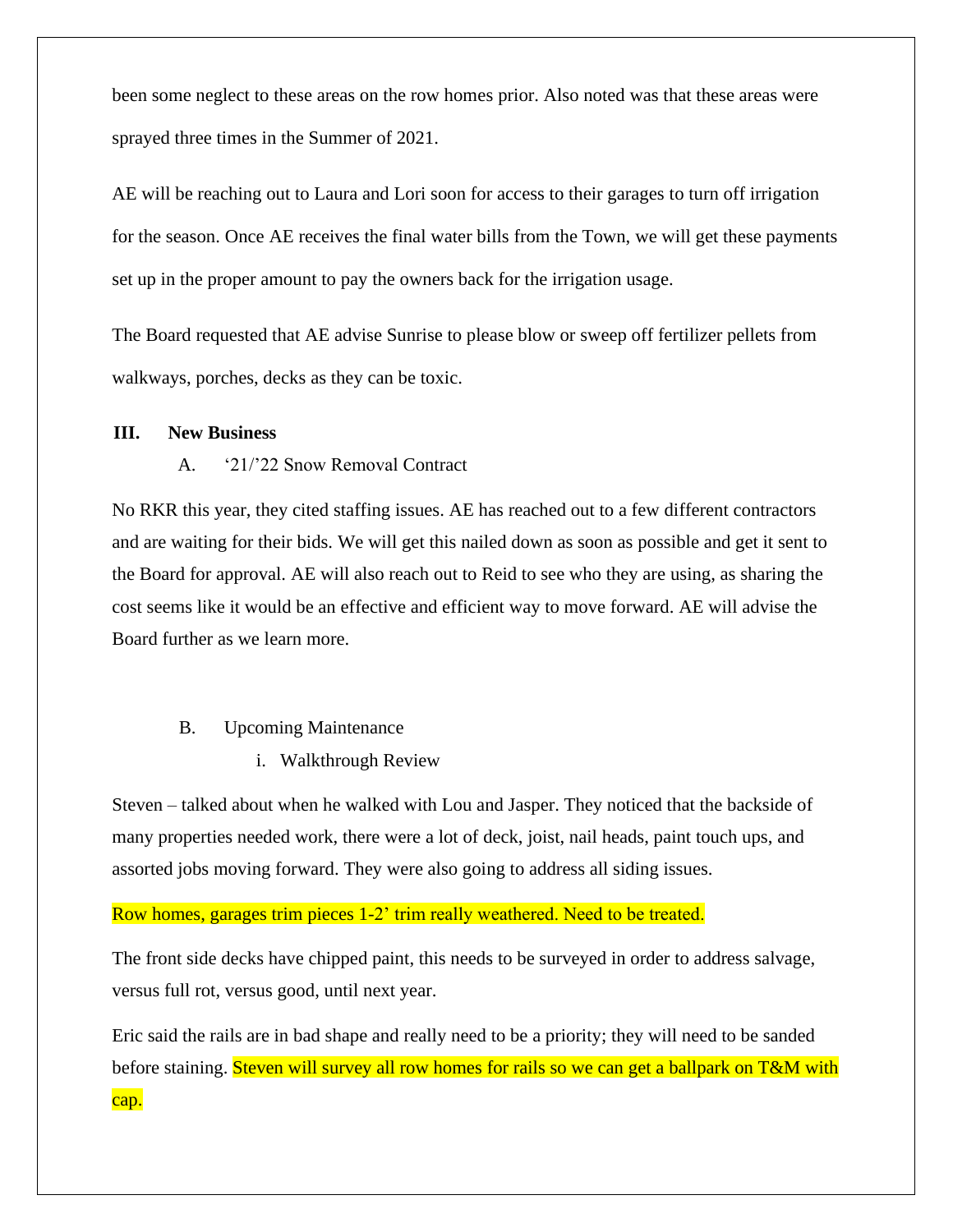been some neglect to these areas on the row homes prior. Also noted was that these areas were sprayed three times in the Summer of 2021.

AE will be reaching out to Laura and Lori soon for access to their garages to turn off irrigation for the season. Once AE receives the final water bills from the Town, we will get these payments set up in the proper amount to pay the owners back for the irrigation usage.

The Board requested that AE advise Sunrise to please blow or sweep off fertilizer pellets from walkways, porches, decks as they can be toxic.

## III. New Business

### A. '21/'22 Snow Removal Contract

No RKR this year, they cited staffing issues. AE has reached out to a few different contractors and are waiting for their bids. We will get this nailed down as soon as possible and get it sent to the Board for approval. AE will also reach out to Reid to see who they are using, as sharing the cost seems like it would be an effective and efficient way to move forward. AE will advise the Board further as we learn more.

### B. Upcoming Maintenance

#### i. Walkthrough Review

Steven – talked about when he walked with Lou and Jasper. They noticed that the backside of many properties needed work, there were a lot of deck, joist, nail heads, paint touch ups, and assorted jobs moving forward. They were also going to address all siding issues.

Row homes, garages trim pieces 1-2' trim really weathered. Need to be treated.

The front side decks have chipped paint, this needs to be surveyed in order to address salvage, versus full rot, versus good, until next year.

Eric said the rails are in bad shape and really need to be a priority; they will need to be sanded before staining. Steven will survey all row homes for rails so we can get a ballpark on T&M with cap.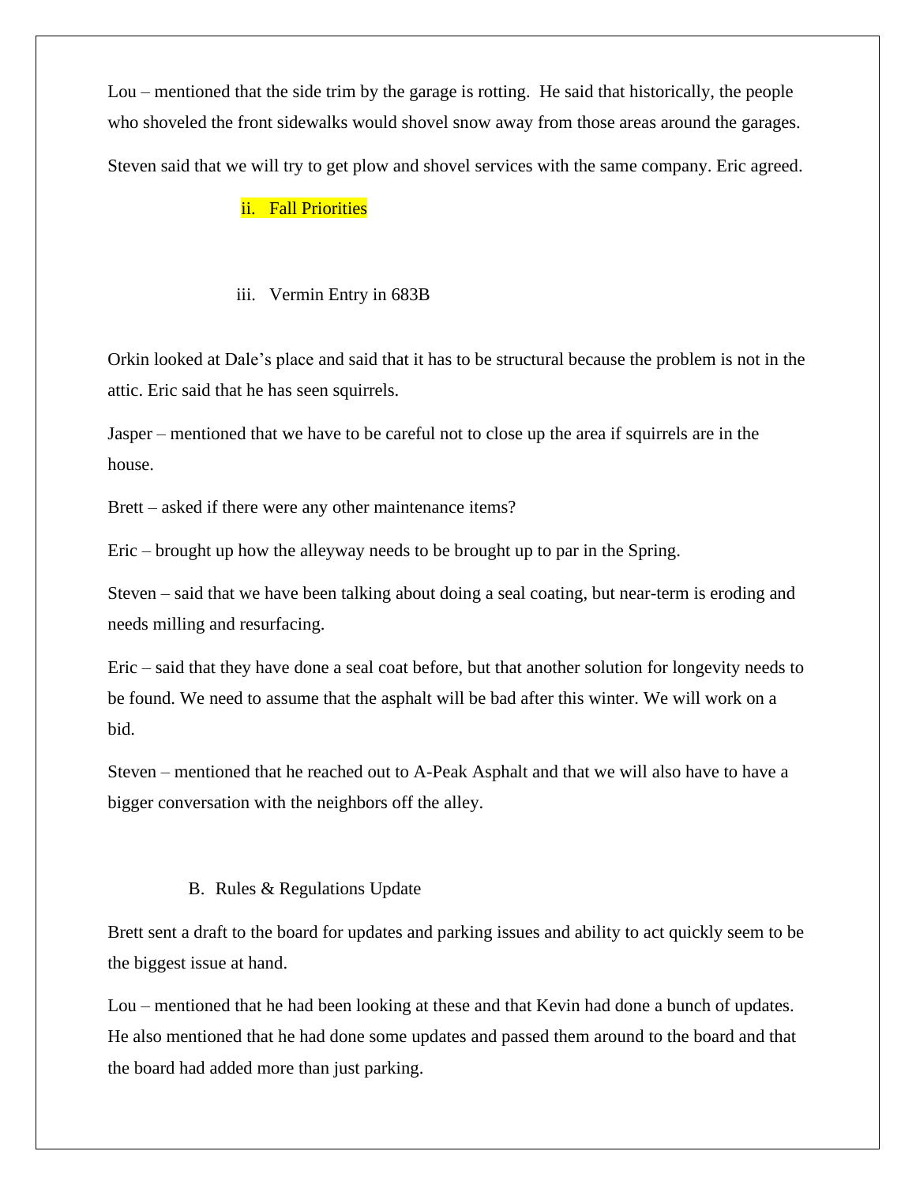Lou – mentioned that the side trim by the garage is rotting. He said that historically, the people who shoveled the front sidewalks would shovel snow away from those areas around the garages.

Steven said that we will try to get plow and shovel services with the same company. Eric agreed.

ii. Fall Priorities

iii. Vermin Entry in 683B

Orkin looked at Dale's place and said that it has to be structural because the problem is not in the attic. Eric said that he has seen squirrels.

Jasper – mentioned that we have to be careful not to close up the area if squirrels are in the house.

Brett – asked if there were any other maintenance items?

Eric – brought up how the alleyway needs to be brought up to par in the Spring.

Steven – said that we have been talking about doing a seal coating, but near-term is eroding and needs milling and resurfacing.

Eric – said that they have done a seal coat before, but that another solution for longevity needs to be found. We need to assume that the asphalt will be bad after this winter. We will work on a bid.

Steven – mentioned that he reached out to A-Peak Asphalt and that we will also have to have a bigger conversation with the neighbors off the alley.

B. Rules & Regulations Update

Brett sent a draft to the board for updates and parking issues and ability to act quickly seem to be the biggest issue at hand.

Lou – mentioned that he had been looking at these and that Kevin had done a bunch of updates. He also mentioned that he had done some updates and passed them around to the board and that the board had added more than just parking.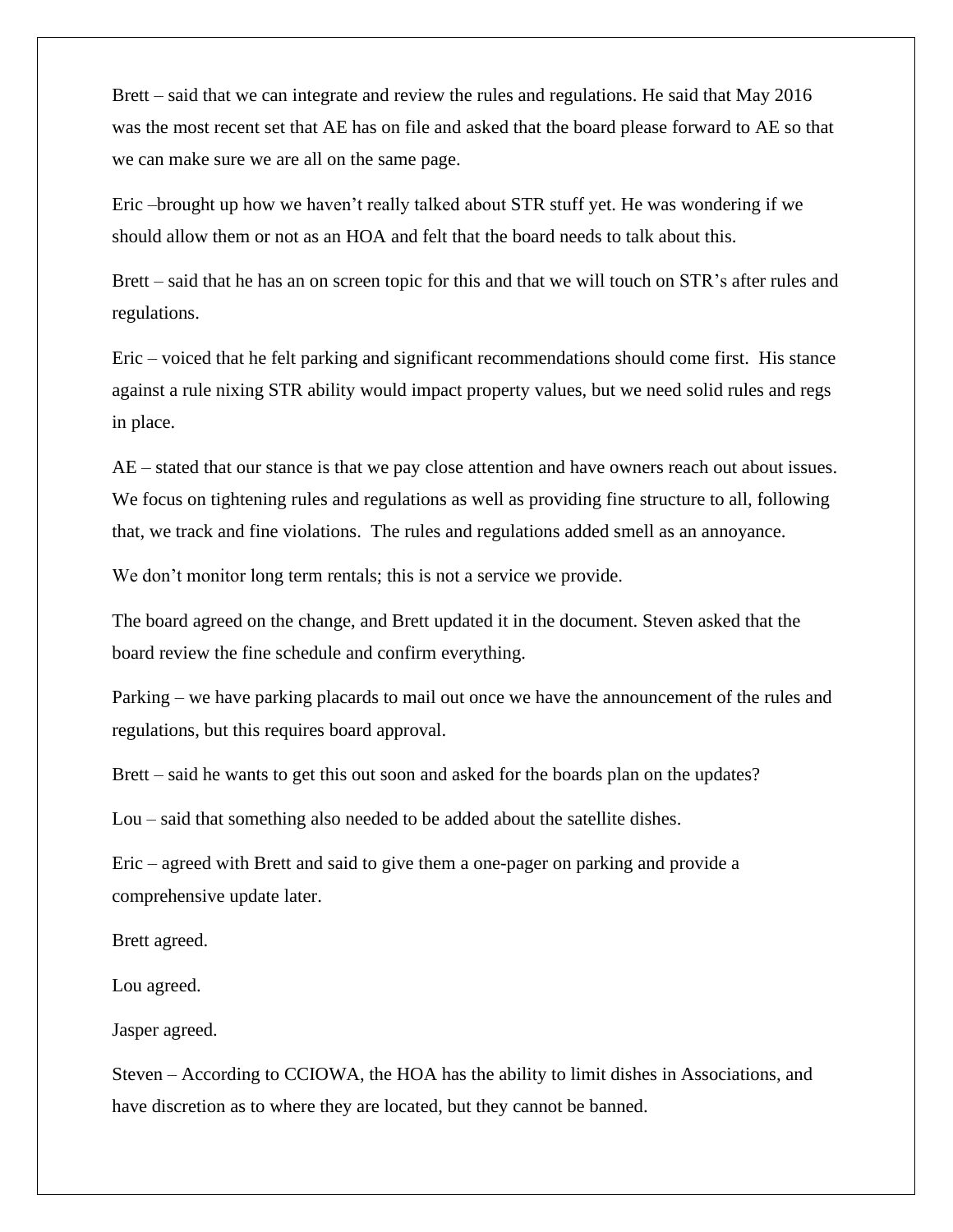Brett – said that we can integrate and review the rules and regulations. He said that May 2016 was the most recent set that AE has on file and asked that the board please forward to AE so that we can make sure we are all on the same page.

Eric –brought up how we haven't really talked about STR stuff yet. He was wondering if we should allow them or not as an HOA and felt that the board needs to talk about this.

Brett – said that he has an on screen topic for this and that we will touch on STR's after rules and regulations.

Eric – voiced that he felt parking and significant recommendations should come first. His stance against a rule nixing STR ability would impact property values, but we need solid rules and regs in place.

AE – stated that our stance is that we pay close attention and have owners reach out about issues. We focus on tightening rules and regulations as well as providing fine structure to all, following that, we track and fine violations. The rules and regulations added smell as an annoyance.

We don't monitor long term rentals; this is not a service we provide.

The board agreed on the change, and Brett updated it in the document. Steven asked that the board review the fine schedule and confirm everything.

Parking – we have parking placards to mail out once we have the announcement of the rules and regulations, but this requires board approval.

Brett – said he wants to get this out soon and asked for the boards plan on the updates?

Lou – said that something also needed to be added about the satellite dishes.

Eric – agreed with Brett and said to give them a one-pager on parking and provide a comprehensive update later.

Brett agreed.

Lou agreed.

Jasper agreed.

Steven – According to CCIOWA, the HOA has the ability to limit dishes in Associations, and have discretion as to where they are located, but they cannot be banned.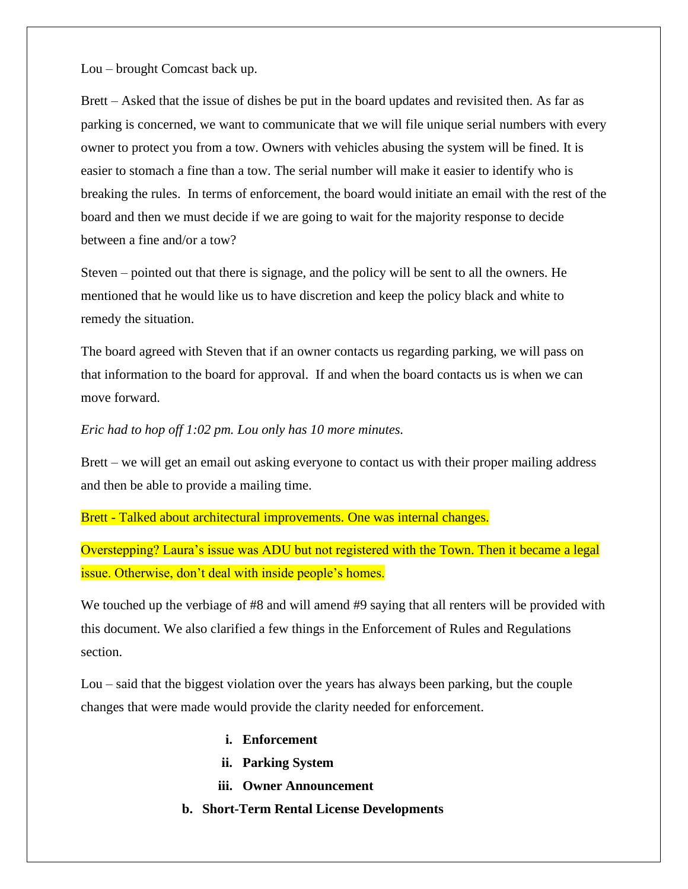Lou – brought Comcast back up.

Brett – Asked that the issue of dishes be put in the board updates and revisited then. As far as parking is concerned, we want to communicate that we will file unique serial numbers with every owner to protect you from a tow. Owners with vehicles abusing the system will be fined. It is easier to stomach a fine than a tow. The serial number will make it easier to identify who is breaking the rules. In terms of enforcement, the board would initiate an email with the rest of the board and then we must decide if we are going to wait for the majority response to decide between a fine and/or a tow?

Steven – pointed out that there is signage, and the policy will be sent to all the owners. He mentioned that he would like us to have discretion and keep the policy black and white to remedy the situation.

The board agreed with Steven that if an owner contacts us regarding parking, we will pass on that information to the board for approval. If and when the board contacts us is when we can move forward.

*Eric had to hop off 1:02 pm. Lou only has 10 more minutes.*

Brett – we will get an email out asking everyone to contact us with their proper mailing address and then be able to provide a mailing time.

Brett - Talked about architectural improvements. One was internal changes.

Overstepping? Laura's issue was ADU but not registered with the Town. Then it became a legal issue. Otherwise, don't deal with inside people's homes.

We touched up the verbiage of #8 and will amend #9 saying that all renters will be provided with this document. We also clarified a few things in the Enforcement of Rules and Regulations section.

Lou – said that the biggest violation over the years has always been parking, but the couple changes that were made would provide the clarity needed for enforcement.

i. **Enforcement**
ii. **Parking System**
iii. **Owner Announcement**

**b. Short-Term Rental License Developments**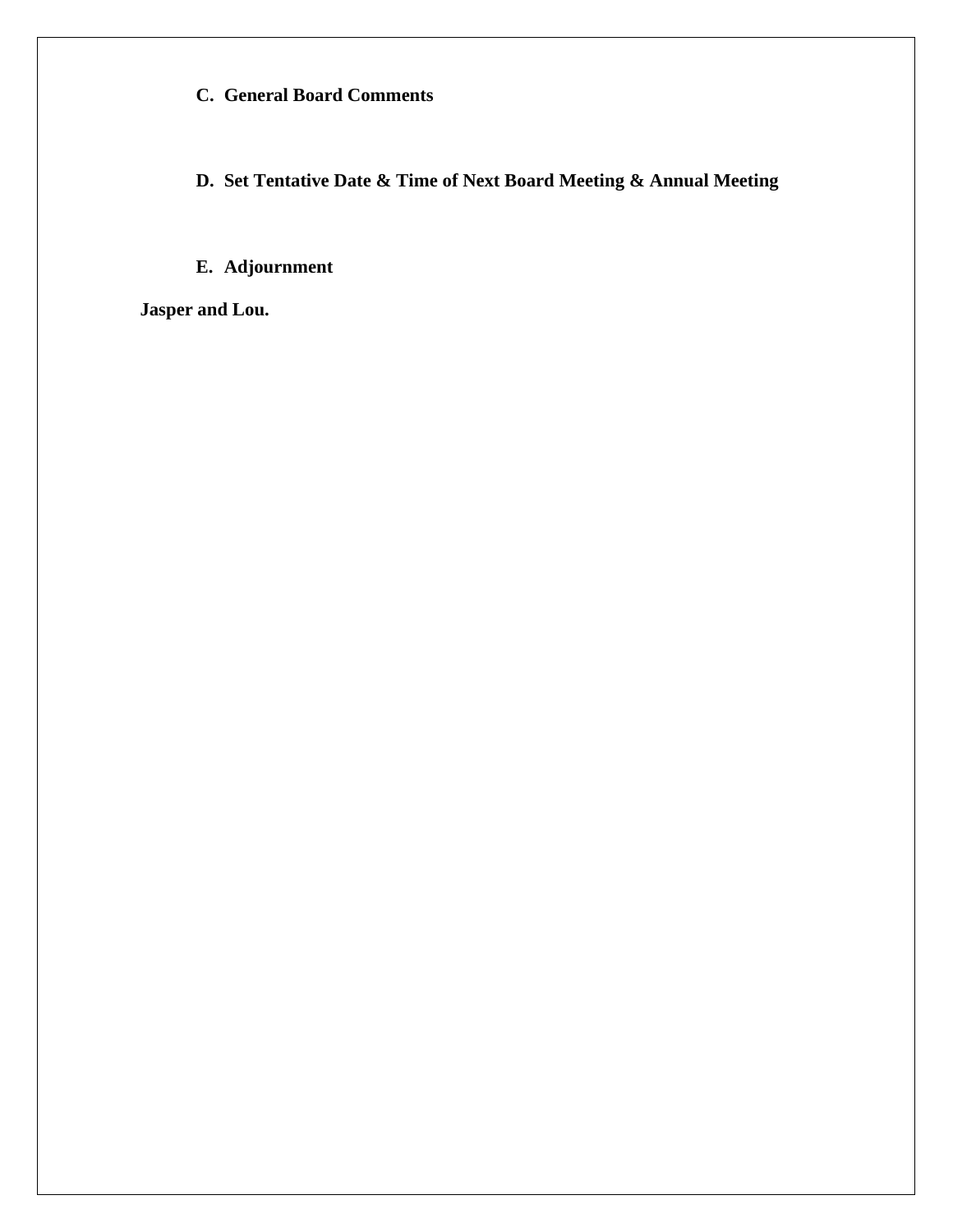**C. General Board Comments**

**D. Set Tentative Date & Time of Next Board Meeting & Annual Meeting**

**E. Adjournment**

**Jasper and Lou.**